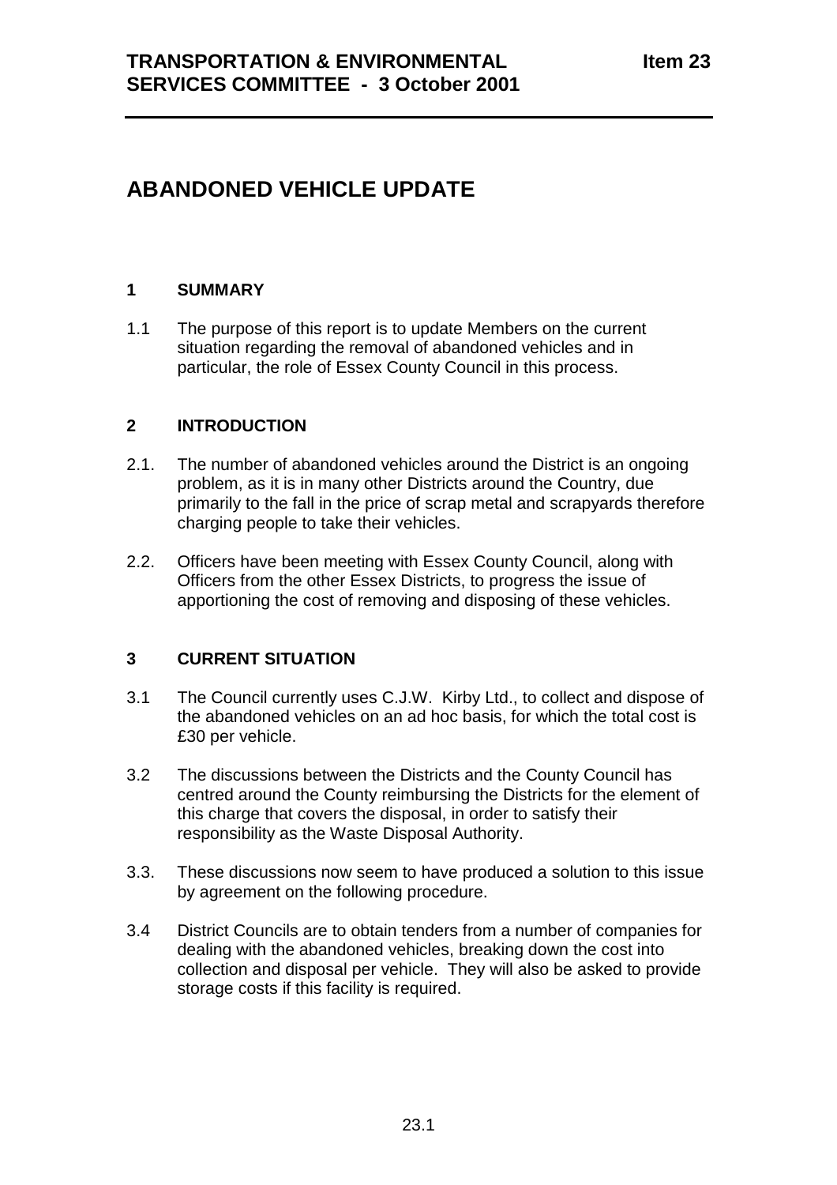**TRANSPORTATION & ENVIRONMENTAL SERVICES COMMITTEE - 3 October 2001** **Item 23**

# ABANDONED VEHICLE UPDATE

## 1 SUMMARY

1.1 The purpose of this report is to update Members on the current situation regarding the removal of abandoned vehicles and in particular, the role of Essex County Council in this process.

## 2 INTRODUCTION

2.1. The number of abandoned vehicles around the District is an ongoing problem, as it is in many other Districts around the Country, due primarily to the fall in the price of scrap metal and scrapyards therefore charging people to take their vehicles.

2.2. Officers have been meeting with Essex County Council, along with Officers from the other Essex Districts, to progress the issue of apportioning the cost of removing and disposing of these vehicles.

## 3 CURRENT SITUATION

3.1 The Council currently uses C.J.W. Kirby Ltd., to collect and dispose of the abandoned vehicles on an ad hoc basis, for which the total cost is £30 per vehicle.

3.2 The discussions between the Districts and the County Council has centred around the County reimbursing the Districts for the element of this charge that covers the disposal, in order to satisfy their responsibility as the Waste Disposal Authority.

3.3. These discussions now seem to have produced a solution to this issue by agreement on the following procedure.

3.4 District Councils are to obtain tenders from a number of companies for dealing with the abandoned vehicles, breaking down the cost into collection and disposal per vehicle. They will also be asked to provide storage costs if this facility is required.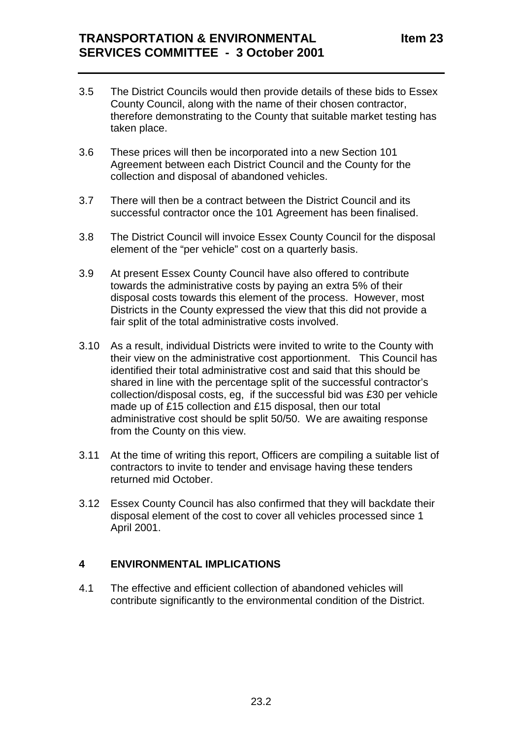3.5 The District Councils would then provide details of these bids to Essex County Council, along with the name of their chosen contractor, therefore demonstrating to the County that suitable market testing has taken place.

3.6 These prices will then be incorporated into a new Section 101 Agreement between each District Council and the County for the collection and disposal of abandoned vehicles.

3.7 There will then be a contract between the District Council and its successful contractor once the 101 Agreement has been finalised.

3.8 The District Council will invoice Essex County Council for the disposal element of the "per vehicle" cost on a quarterly basis.

3.9 At present Essex County Council have also offered to contribute towards the administrative costs by paying an extra 5% of their disposal costs towards this element of the process. However, most Districts in the County expressed the view that this did not provide a fair split of the total administrative costs involved.

3.10 As a result, individual Districts were invited to write to the County with their view on the administrative cost apportionment. This Council has identified their total administrative cost and said that this should be shared in line with the percentage split of the successful contractor's collection/disposal costs, eg, if the successful bid was £30 per vehicle made up of £15 collection and £15 disposal, then our total administrative cost should be split 50/50. We are awaiting response from the County on this view.

3.11 At the time of writing this report, Officers are compiling a suitable list of contractors to invite to tender and envisage having these tenders returned mid October.

3.12 Essex County Council has also confirmed that they will backdate their disposal element of the cost to cover all vehicles processed since 1 April 2001.

## 4 ENVIRONMENTAL IMPLICATIONS

4.1 The effective and efficient collection of abandoned vehicles will contribute significantly to the environmental condition of the District.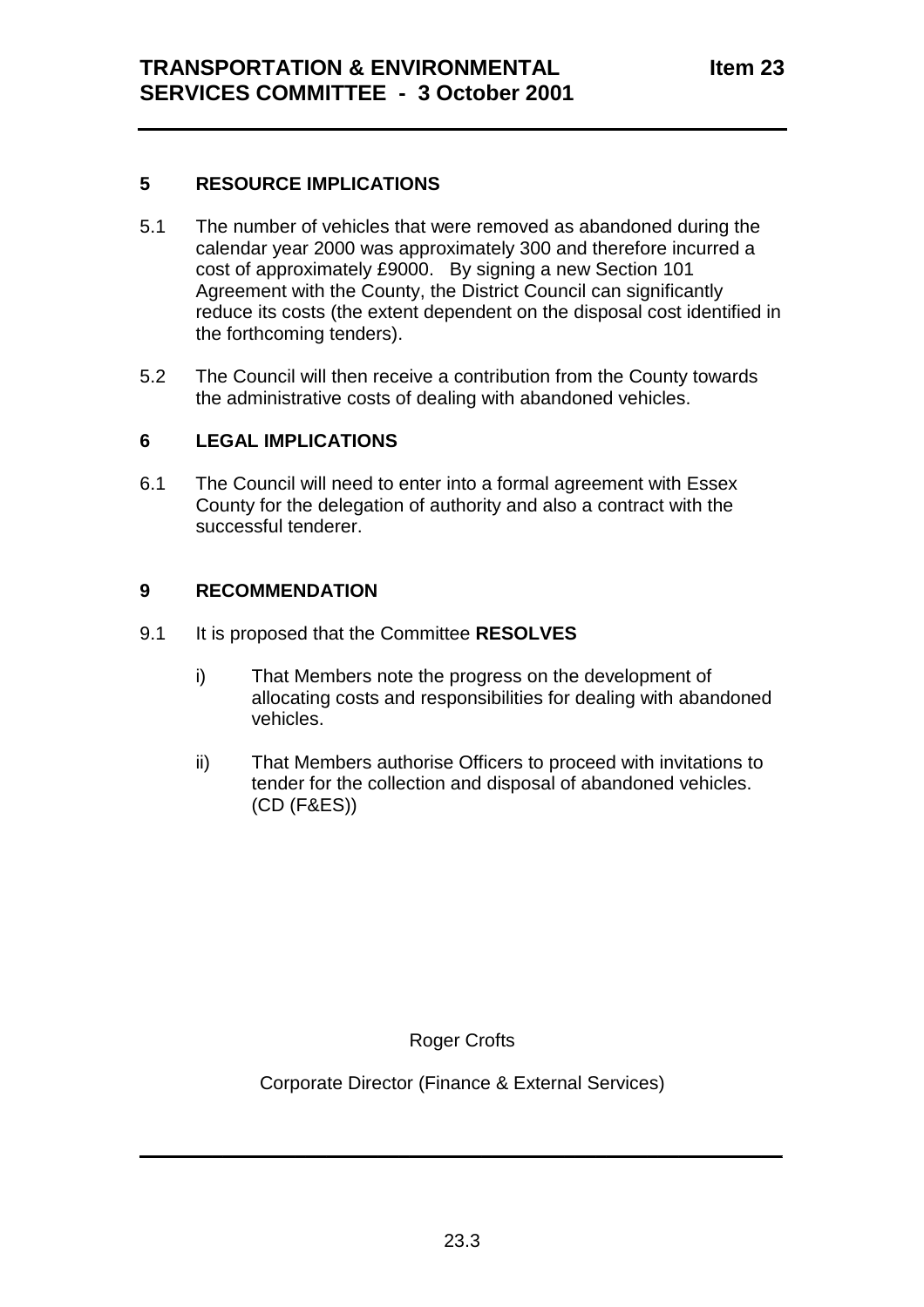## 5 RESOURCE IMPLICATIONS

5.1 The number of vehicles that were removed as abandoned during the calendar year 2000 was approximately 300 and therefore incurred a cost of approximately £9000. By signing a new Section 101 Agreement with the County, the District Council can significantly reduce its costs (the extent dependent on the disposal cost identified in the forthcoming tenders).

5.2 The Council will then receive a contribution from the County towards the administrative costs of dealing with abandoned vehicles.

## 6 LEGAL IMPLICATIONS

6.1 The Council will need to enter into a formal agreement with Essex County for the delegation of authority and also a contract with the successful tenderer.

## 9 RECOMMENDATION

9.1 It is proposed that the Committee **RESOLVES**

i) That Members note the progress on the development of allocating costs and responsibilities for dealing with abandoned vehicles.

ii) That Members authorise Officers to proceed with invitations to tender for the collection and disposal of abandoned vehicles. (CD (F&ES))

Roger Crofts

Corporate Director (Finance & External Services)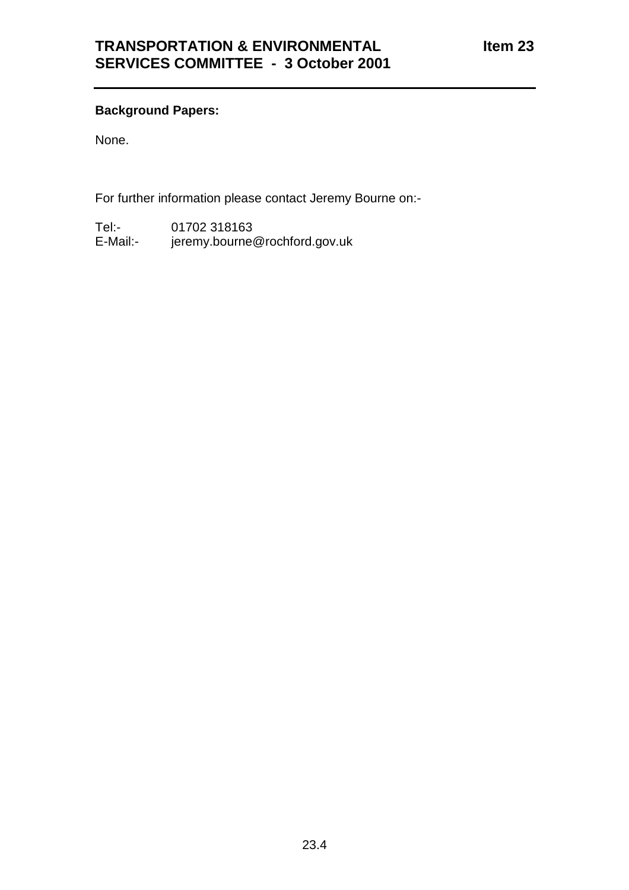**Background Papers:**

None.

For further information please contact Jeremy Bourne on:-

Tel:- 01702 318163
E-Mail:- jeremy.bourne@rochford.gov.uk